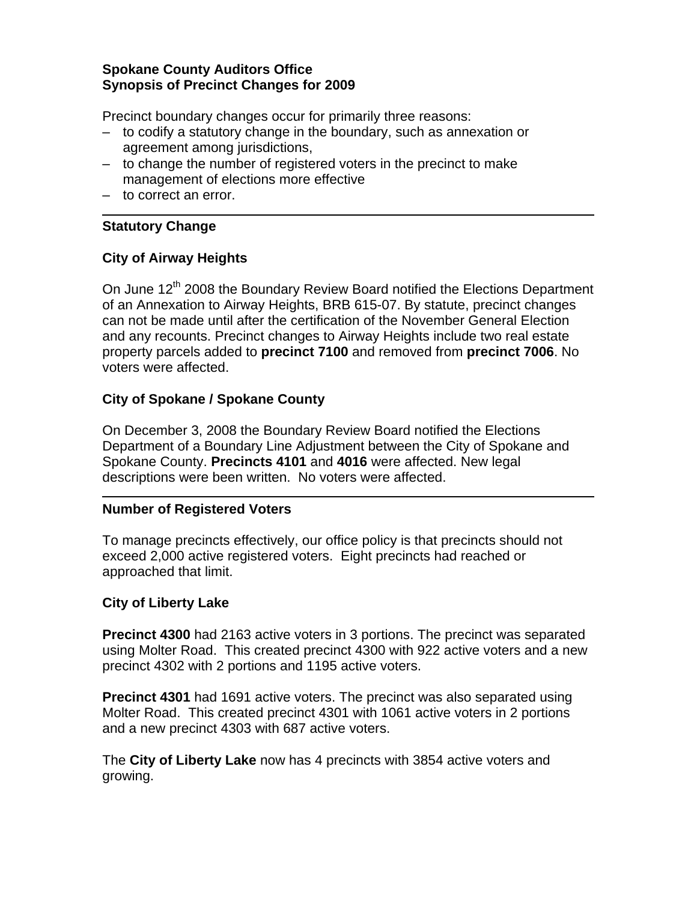**Spokane County Auditors Office**
**Synopsis of Precinct Changes for 2009**

Precinct boundary changes occur for primarily three reasons:

- to codify a statutory change in the boundary, such as annexation or agreement among jurisdictions,
- to change the number of registered voters in the precinct to make management of elections more effective
- to correct an error.

---

## Statutory Change

### City of Airway Heights

On June 12th 2008 the Boundary Review Board notified the Elections Department of an Annexation to Airway Heights, BRB 615-07. By statute, precinct changes can not be made until after the certification of the November General Election and any recounts. Precinct changes to Airway Heights include two real estate property parcels added to **precinct 7100** and removed from **precinct 7006**. No voters were affected.

### City of Spokane / Spokane County

On December 3, 2008 the Boundary Review Board notified the Elections Department of a Boundary Line Adjustment between the City of Spokane and Spokane County. **Precincts 4101** and **4016** were affected. New legal descriptions were been written. No voters were affected.

---

## Number of Registered Voters

To manage precincts effectively, our office policy is that precincts should not exceed 2,000 active registered voters. Eight precincts had reached or approached that limit.

### City of Liberty Lake

**Precinct 4300** had 2163 active voters in 3 portions. The precinct was separated using Molter Road. This created precinct 4300 with 922 active voters and a new precinct 4302 with 2 portions and 1195 active voters.

**Precinct 4301** had 1691 active voters. The precinct was also separated using Molter Road. This created precinct 4301 with 1061 active voters in 2 portions and a new precinct 4303 with 687 active voters.

The **City of Liberty Lake** now has 4 precincts with 3854 active voters and growing.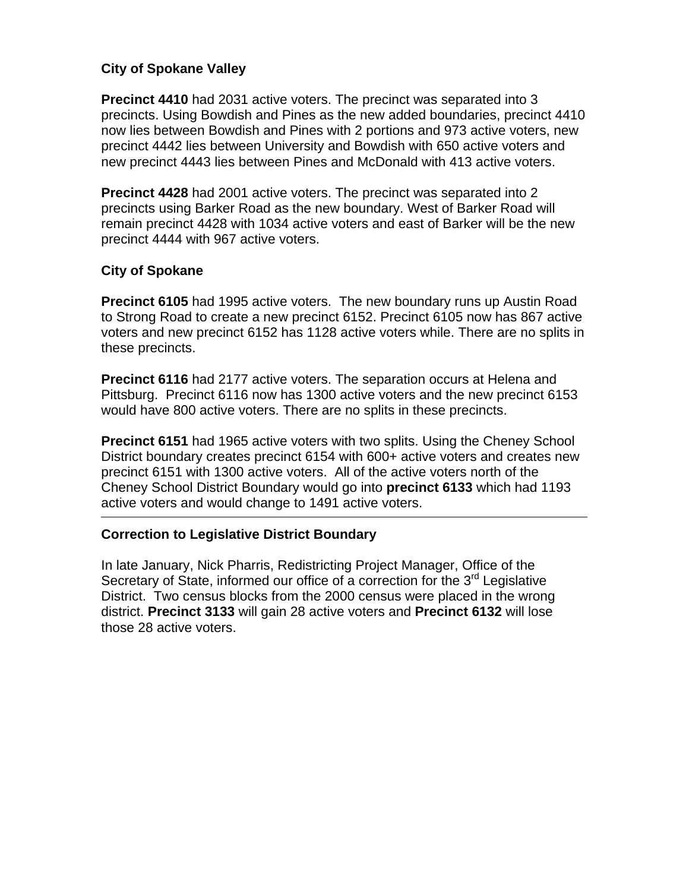**City of Spokane Valley**

**Precinct 4410** had 2031 active voters. The precinct was separated into 3 precincts. Using Bowdish and Pines as the new added boundaries, precinct 4410 now lies between Bowdish and Pines with 2 portions and 973 active voters, new precinct 4442 lies between University and Bowdish with 650 active voters and new precinct 4443 lies between Pines and McDonald with 413 active voters.

**Precinct 4428** had 2001 active voters. The precinct was separated into 2 precincts using Barker Road as the new boundary. West of Barker Road will remain precinct 4428 with 1034 active voters and east of Barker will be the new precinct 4444 with 967 active voters.

**City of Spokane**

**Precinct 6105** had 1995 active voters. The new boundary runs up Austin Road to Strong Road to create a new precinct 6152. Precinct 6105 now has 867 active voters and new precinct 6152 has 1128 active voters while. There are no splits in these precincts.

**Precinct 6116** had 2177 active voters. The separation occurs at Helena and Pittsburg. Precinct 6116 now has 1300 active voters and the new precinct 6153 would have 800 active voters. There are no splits in these precincts.

**Precinct 6151** had 1965 active voters with two splits. Using the Cheney School District boundary creates precinct 6154 with 600+ active voters and creates new precinct 6151 with 1300 active voters. All of the active voters north of the Cheney School District Boundary would go into **precinct 6133** which had 1193 active voters and would change to 1491 active voters.

---

**Correction to Legislative District Boundary**

In late January, Nick Pharris, Redistricting Project Manager, Office of the Secretary of State, informed our office of a correction for the 3rd Legislative District. Two census blocks from the 2000 census were placed in the wrong district. **Precinct 3133** will gain 28 active voters and **Precinct 6132** will lose those 28 active voters.